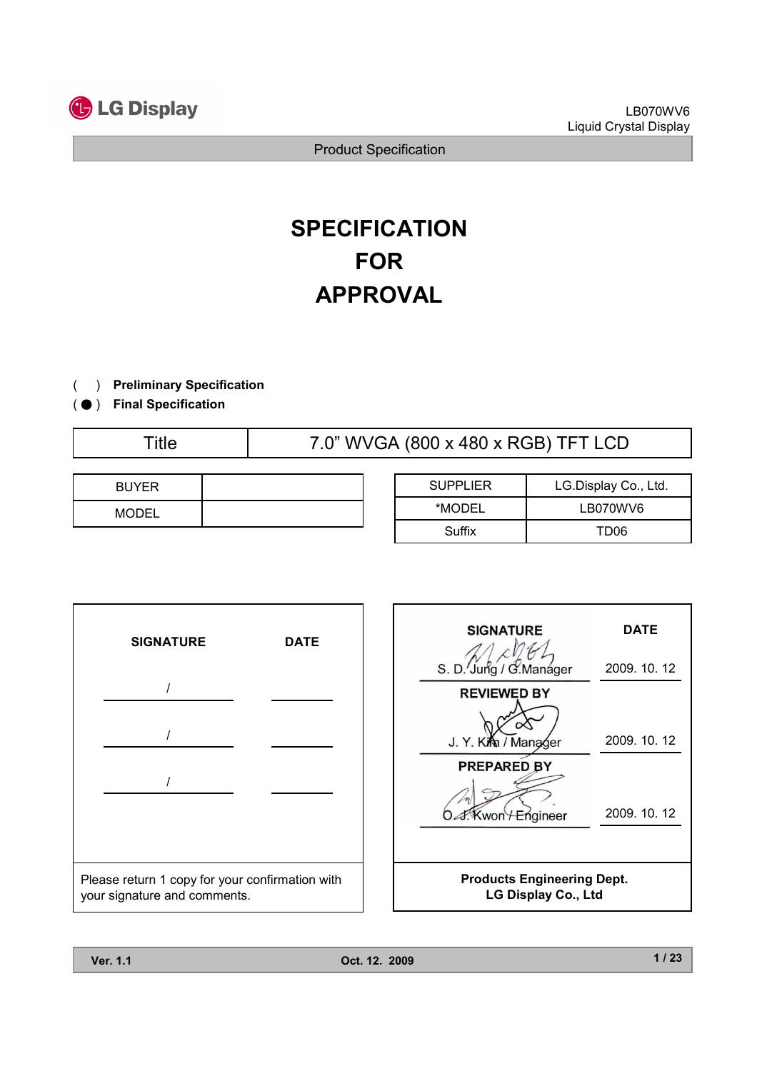# SPECIFICATION FOR APPROVAL

( ) **Preliminary Specification**

( ● ) **Final Specification**

| Title | 7.0" WVGA (800 x 480 x RGB) TFT LCD |
|---|---|

| BUYER | |
|---|---|
| MODEL | |

| SUPPLIER | LG.Display Co., Ltd. |
|---|---|
| *MODEL | LB070WV6 |
| Suffix | TD06 |

| SIGNATURE | DATE |
|---|---|
| / | |
| / | |
| / | |

Please return 1 copy for your confirmation with your signature and comments.

| SIGNATURE | DATE |
|---|---|
| S. D. Jung / G.Manager | 2009. 10. 12 |
| **REVIEWED BY** | |
| J. Y. Kim / Manager | 2009. 10. 12 |
| **PREPARED BY** | |
| O. J. Kwon / Engineer | 2009. 10. 12 |

**Products Engineering Dept.**
**LG Display Co., Ltd**

**Ver. 1.1** **Oct. 12. 2009**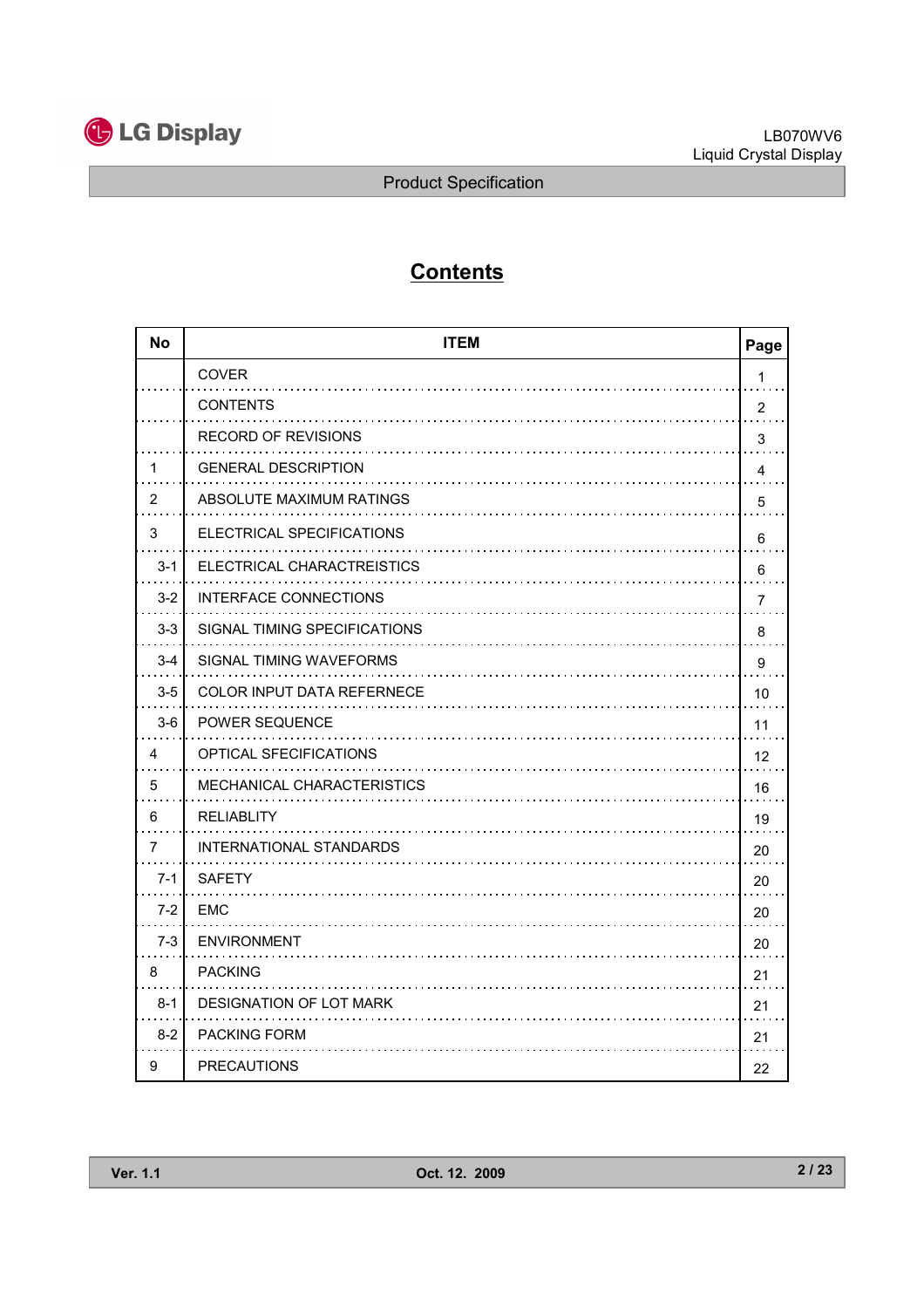# Contents

| No | ITEM | Page |
|---|---|---|
| | COVER | 1 |
| | CONTENTS | 2 |
| | RECORD OF REVISIONS | 3 |
| 1 | GENERAL DESCRIPTION | 4 |
| 2 | ABSOLUTE MAXIMUM RATINGS | 5 |
| 3 | ELECTRICAL SPECIFICATIONS | 6 |
| 3-1 | ELECTRICAL CHARACTREISTICS | 6 |
| 3-2 | INTERFACE CONNECTIONS | 7 |
| 3-3 | SIGNAL TIMING SPECIFICATIONS | 8 |
| 3-4 | SIGNAL TIMING WAVEFORMS | 9 |
| 3-5 | COLOR INPUT DATA REFERNECE | 10 |
| 3-6 | POWER SEQUENCE | 11 |
| 4 | OPTICAL SFECIFICATIONS | 12 |
| 5 | MECHANICAL CHARACTERISTICS | 16 |
| 6 | RELIABLITY | 19 |
| 7 | INTERNATIONAL STANDARDS | 20 |
| 7-1 | SAFETY | 20 |
| 7-2 | EMC | 20 |
| 7-3 | ENVIRONMENT | 20 |
| 8 | PACKING | 21 |
| 8-1 | DESIGNATION OF LOT MARK | 21 |
| 8-2 | PACKING FORM | 21 |
| 9 | PRECAUTIONS | 22 |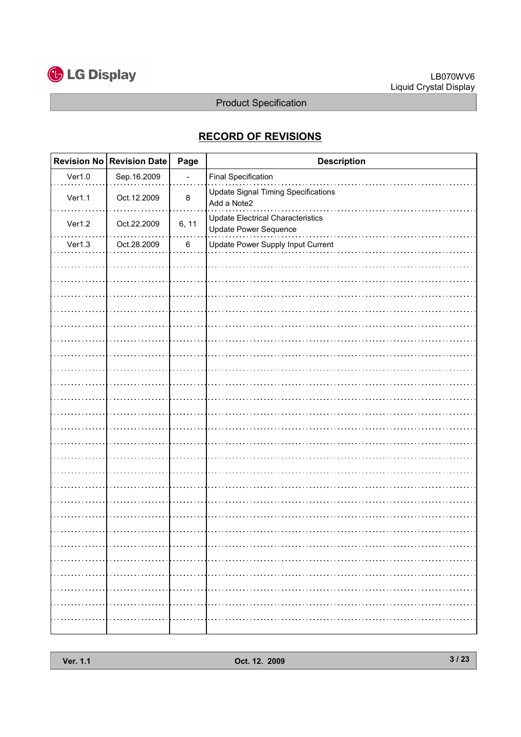# RECORD OF REVISIONS

| Revision No | Revision Date | Page | Description |
|---|---|---|---|
| Ver1.0 | Sep.16.2009 | - | Final Specification |
| Ver1.1 | Oct.12.2009 | 8 | Update Signal Timing Specifications<br>Add a Note2 |
| Ver1.2 | Oct.22.2009 | 6, 11 | Update Electrical Characteristics<br>Update Power Sequence |
| Ver1.3 | Oct.28.2009 | 6 | Update Power Supply Input Current |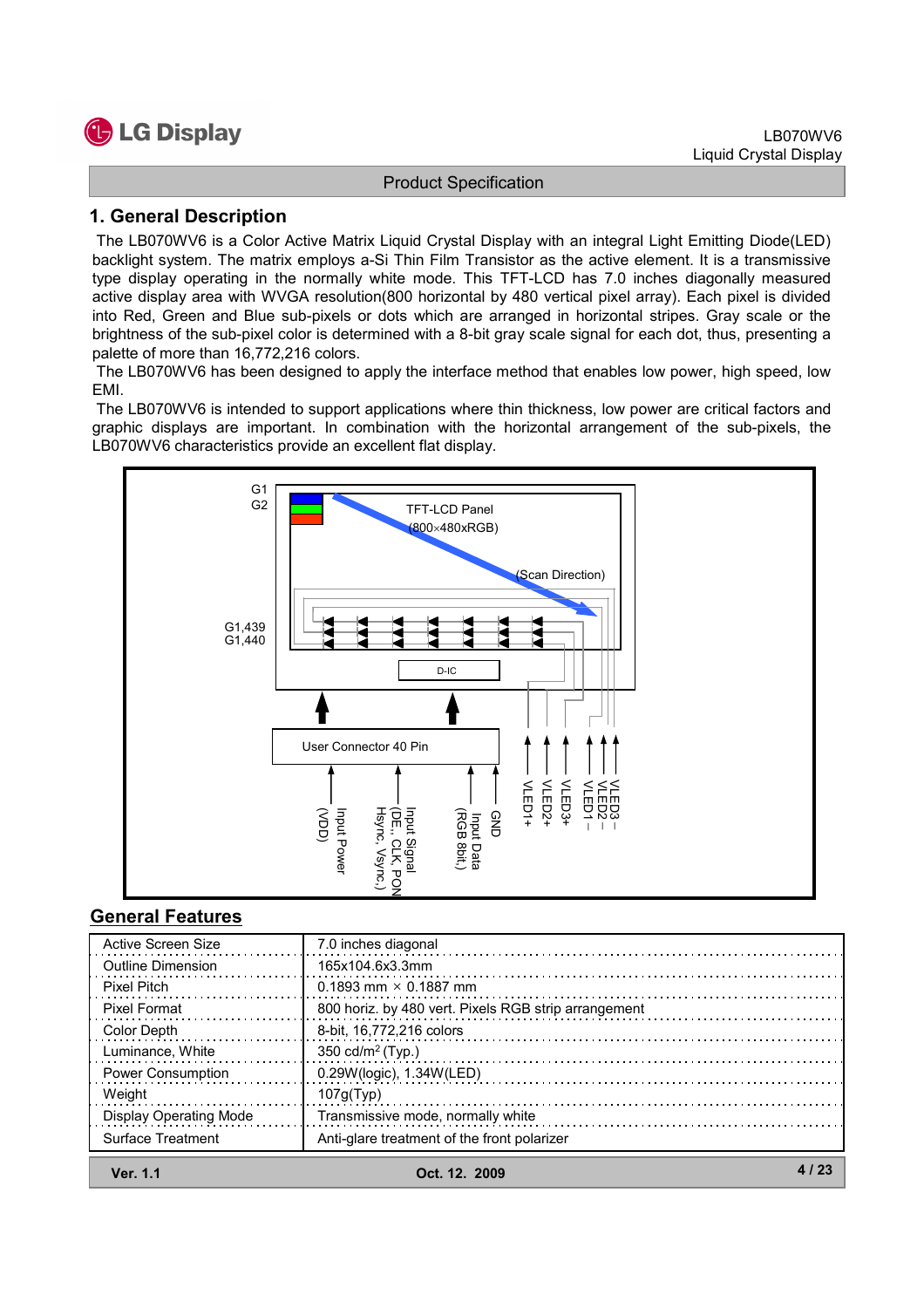# 1. General Description

The LB070WV6 is a Color Active Matrix Liquid Crystal Display with an integral Light Emitting Diode(LED) backlight system. The matrix employs a-Si Thin Film Transistor as the active element. It is a transmissive type display operating in the normally white mode. This TFT-LCD has 7.0 inches diagonally measured active display area with WVGA resolution(800 horizontal by 480 vertical pixel array). Each pixel is divided into Red, Green and Blue sub-pixels or dots which are arranged in horizontal stripes. Gray scale or the brightness of the sub-pixel color is determined with a 8-bit gray scale signal for each dot, thus, presenting a palette of more than 16,772,216 colors.

The LB070WV6 has been designed to apply the interface method that enables low power, high speed, low EMI.

The LB070WV6 is intended to support applications where thin thickness, low power are critical factors and graphic displays are important. In combination with the horizontal arrangement of the sub-pixels, the LB070WV6 characteristics provide an excellent flat display.

G1
G2
TFT-LCD Panel
(800×480xRGB)
(Scan Direction)
G1,439
G1,440
D-IC
User Connector 40 Pin
Input Power (VDD)
Input Signal (DE., CLK, PON Hsync, Vsync.)
Input Data (RGB 8bit.)
GND
VLED1+
VLED2+
VLED3+
VLED1 –
VLED2 –
VLED3 –

## General Features

| | |
|---|---|
| Active Screen Size | 7.0 inches diagonal |
| Outline Dimension | 165x104.6x3.3mm |
| Pixel Pitch | 0.1893 mm × 0.1887 mm |
| Pixel Format | 800 horiz. by 480 vert. Pixels RGB strip arrangement |
| Color Depth | 8-bit, 16,772,216 colors |
| Luminance, White | 350 cd/m$^2$ (Typ.) |
| Power Consumption | 0.29W(logic), 1.34W(LED) |
| Weight | 107g(Typ) |
| Display Operating Mode | Transmissive mode, normally white |
| Surface Treatment | Anti-glare treatment of the front polarizer |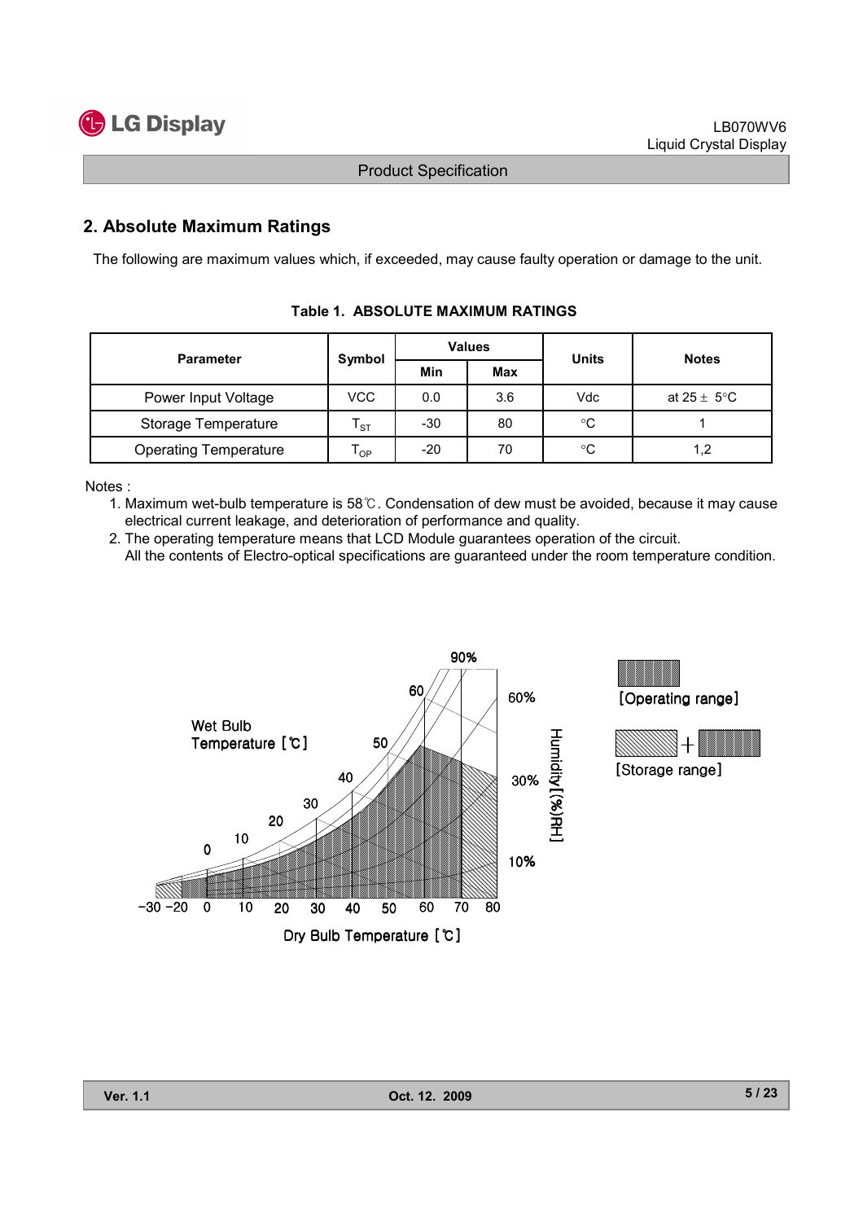## 2. Absolute Maximum Ratings

The following are maximum values which, if exceeded, may cause faulty operation or damage to the unit.

**Table 1. ABSOLUTE MAXIMUM RATINGS**

| Parameter | Symbol | Values | | Units | Notes |
|---|---|---|---|---|---|
| | | Min | Max | | |
| Power Input Voltage | VCC | 0.0 | 3.6 | Vdc | at 25 ± 5°C |
| Storage Temperature | $T_{ST}$ | -30 | 80 | °C | 1 |
| Operating Temperature | $T_{OP}$ | -20 | 70 | °C | 1,2 |

Notes :

1. Maximum wet-bulb temperature is 58℃. Condensation of dew must be avoided, because it may cause electrical current leakage, and deterioration of performance and quality.
2. The operating temperature means that LCD Module guarantees operation of the circuit. All the contents of Electro-optical specifications are guaranteed under the room temperature condition.

Wet Bulb Temperature [℃]

0
10
20
30
40
50
60

90%
60%
30%
10%

Humidity[(%)RH]

-30 -20 0 10 20 30 40 50 60 70 80

Dry Bulb Temperature [℃]

[Operating range]

[Storage range]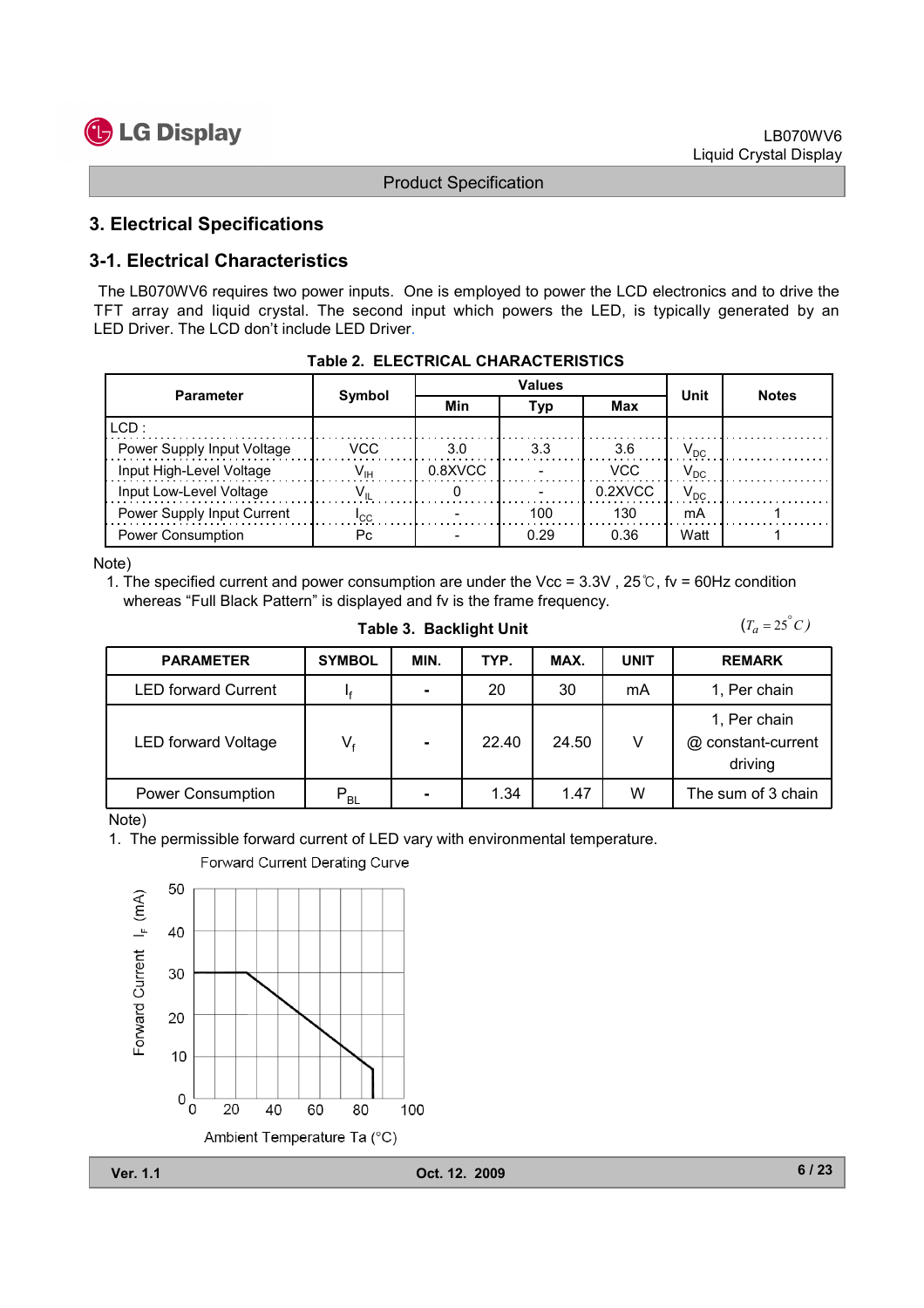## 3. Electrical Specifications

### 3-1. Electrical Characteristics

The LB070WV6 requires two power inputs. One is employed to power the LCD electronics and to drive the TFT array and liquid crystal. The second input which powers the LED, is typically generated by an LED Driver. The LCD don't include LED Driver.

**Table 2. ELECTRICAL CHARACTERISTICS**

| Parameter | Symbol | Values | | | Unit | Notes |
|---|---|---|---|---|---|---|
| | | Min | Typ | Max | | |
| LCD : | | | | | | |
| Power Supply Input Voltage | VCC | 3.0 | 3.3 | 3.6 | $V_{DC}$ | |
| Input High-Level Voltage | $V_{IH}$ | 0.8XVCC | - | VCC | $V_{DC}$ | |
| Input Low-Level Voltage | $V_{IL}$ | 0 | - | 0.2XVCC | $V_{DC}$ | |
| Power Supply Input Current | $I_{CC}$ | - | 100 | 130 | mA | 1 |
| Power Consumption | Pc | - | 0.29 | 0.36 | Watt | 1 |

Note)

1. The specified current and power consumption are under the Vcc = 3.3V , 25℃, fv = 60Hz condition whereas "Full Black Pattern" is displayed and fv is the frame frequency.

**Table 3. Backlight Unit** ($T_a = 25^{\circ}C$)

| PARAMETER | SYMBOL | MIN. | TYP. | MAX. | UNIT | REMARK |
|---|---|---|---|---|---|---|
| LED forward Current | $I_f$ | - | 20 | 30 | mA | 1, Per chain |
| LED forward Voltage | $V_f$ | - | 22.40 | 24.50 | V | 1, Per chain @ constant-current driving |
| Power Consumption | $P_{BL}$ | - | 1.34 | 1.47 | W | The sum of 3 chain |

Note)

1. The permissible forward current of LED vary with environmental temperature.

Forward Current Derating Curve

Forward Current $I_F$ (mA)

50
40
30
20
10
0

0 20 40 60 80 100

Ambient Temperature Ta (°C)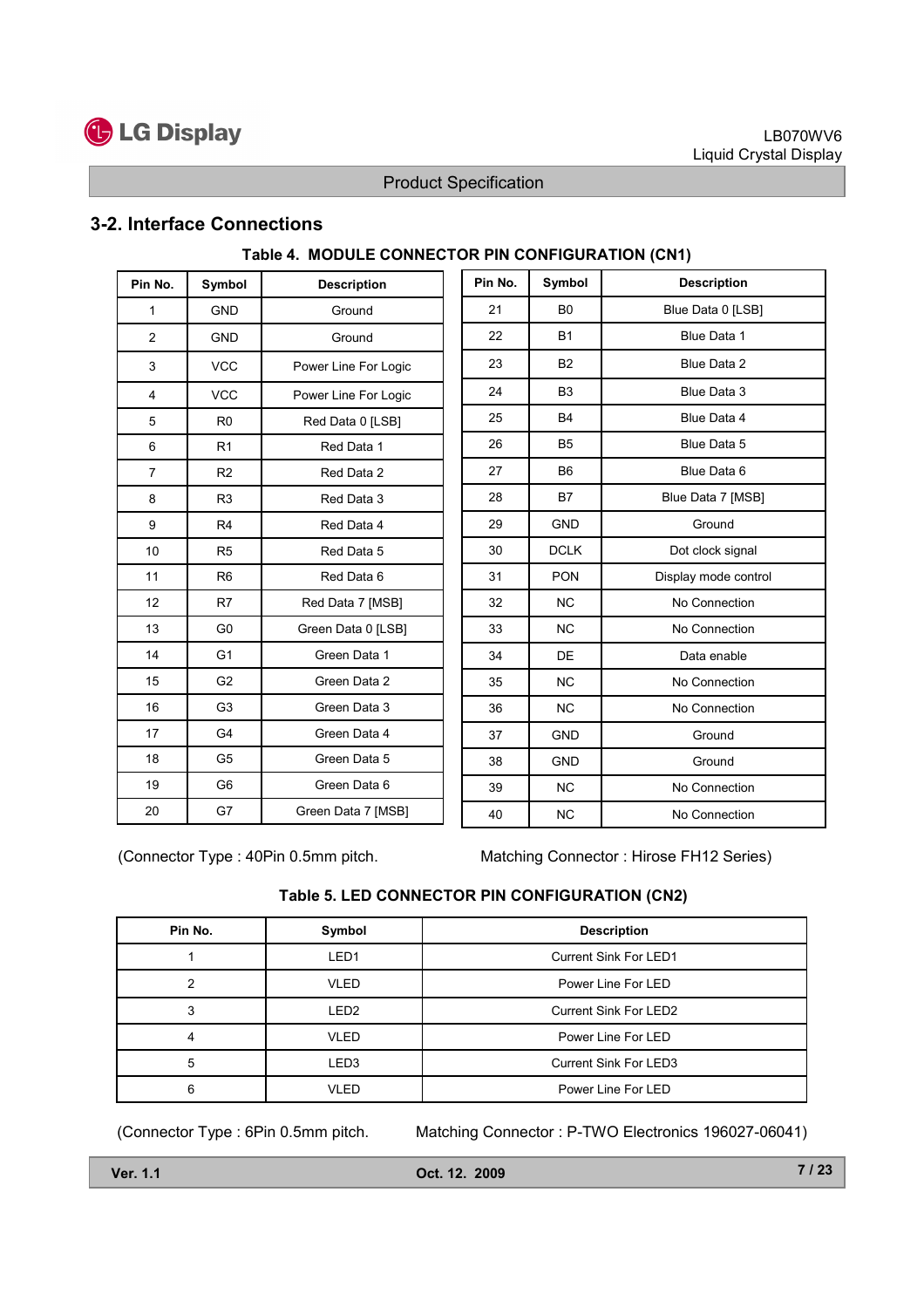## 3-2. Interface Connections

**Table 4. MODULE CONNECTOR PIN CONFIGURATION (CN1)**

| Pin No. | Symbol | Description | Pin No. | Symbol | Description |
|---|---|---|---|---|---|
| 1 | GND | Ground | 21 | B0 | Blue Data 0 [LSB] |
| 2 | GND | Ground | 22 | B1 | Blue Data 1 |
| 3 | VCC | Power Line For Logic | 23 | B2 | Blue Data 2 |
| 4 | VCC | Power Line For Logic | 24 | B3 | Blue Data 3 |
| 5 | R0 | Red Data 0 [LSB] | 25 | B4 | Blue Data 4 |
| 6 | R1 | Red Data 1 | 26 | B5 | Blue Data 5 |
| 7 | R2 | Red Data 2 | 27 | B6 | Blue Data 6 |
| 8 | R3 | Red Data 3 | 28 | B7 | Blue Data 7 [MSB] |
| 9 | R4 | Red Data 4 | 29 | GND | Ground |
| 10 | R5 | Red Data 5 | 30 | DCLK | Dot clock signal |
| 11 | R6 | Red Data 6 | 31 | PON | Display mode control |
| 12 | R7 | Red Data 7 [MSB] | 32 | NC | No Connection |
| 13 | G0 | Green Data 0 [LSB] | 33 | NC | No Connection |
| 14 | G1 | Green Data 1 | 34 | DE | Data enable |
| 15 | G2 | Green Data 2 | 35 | NC | No Connection |
| 16 | G3 | Green Data 3 | 36 | NC | No Connection |
| 17 | G4 | Green Data 4 | 37 | GND | Ground |
| 18 | G5 | Green Data 5 | 38 | GND | Ground |
| 19 | G6 | Green Data 6 | 39 | NC | No Connection |
| 20 | G7 | Green Data 7 [MSB] | 40 | NC | No Connection |

(Connector Type : 40Pin 0.5mm pitch. Matching Connector : Hirose FH12 Series)

**Table 5. LED CONNECTOR PIN CONFIGURATION (CN2)**

| Pin No. | Symbol | Description |
|---|---|---|
| 1 | LED1 | Current Sink For LED1 |
| 2 | VLED | Power Line For LED |
| 3 | LED2 | Current Sink For LED2 |
| 4 | VLED | Power Line For LED |
| 5 | LED3 | Current Sink For LED3 |
| 6 | VLED | Power Line For LED |

(Connector Type : 6Pin 0.5mm pitch. Matching Connector : P-TWO Electronics 196027-06041)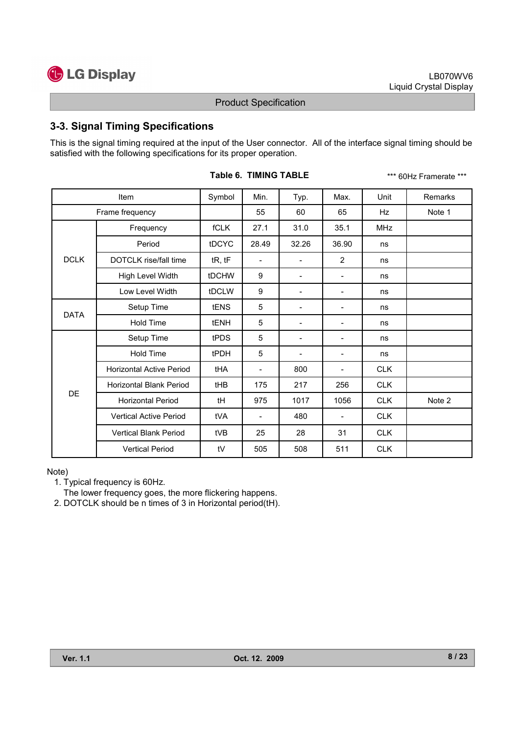## 3-3. Signal Timing Specifications

This is the signal timing required at the input of the User connector. All of the interface signal timing should be satisfied with the following specifications for its proper operation.

**Table 6. TIMING TABLE**

*** 60Hz Framerate ***

| Item | | Symbol | Min. | Typ. | Max. | Unit | Remarks |
|---|---|---|---|---|---|---|---|
| Frame frequency | | | 55 | 60 | 65 | Hz | Note 1 |
| DCLK | Frequency | fCLK | 27.1 | 31.0 | 35.1 | MHz | |
| | Period | tDCYC | 28.49 | 32.26 | 36.90 | ns | |
| | DOTCLK rise/fall time | tR, tF | - | - | 2 | ns | |
| | High Level Width | tDCHW | 9 | - | - | ns | |
| | Low Level Width | tDCLW | 9 | - | - | ns | |
| DATA | Setup Time | tENS | 5 | - | - | ns | |
| | Hold Time | tENH | 5 | - | - | ns | |
| DE | Setup Time | tPDS | 5 | - | - | ns | |
| | Hold Time | tPDH | 5 | - | - | ns | |
| | Horizontal Active Period | tHA | - | 800 | - | CLK | |
| | Horizontal Blank Period | tHB | 175 | 217 | 256 | CLK | |
| | Horizontal Period | tH | 975 | 1017 | 1056 | CLK | Note 2 |
| | Vertical Active Period | tVA | - | 480 | - | CLK | |
| | Vertical Blank Period | tVB | 25 | 28 | 31 | CLK | |
| | Vertical Period | tV | 505 | 508 | 511 | CLK | |

Note)

1. Typical frequency is 60Hz.
   The lower frequency goes, the more flickering happens.
2. DOTCLK should be n times of 3 in Horizontal period(tH).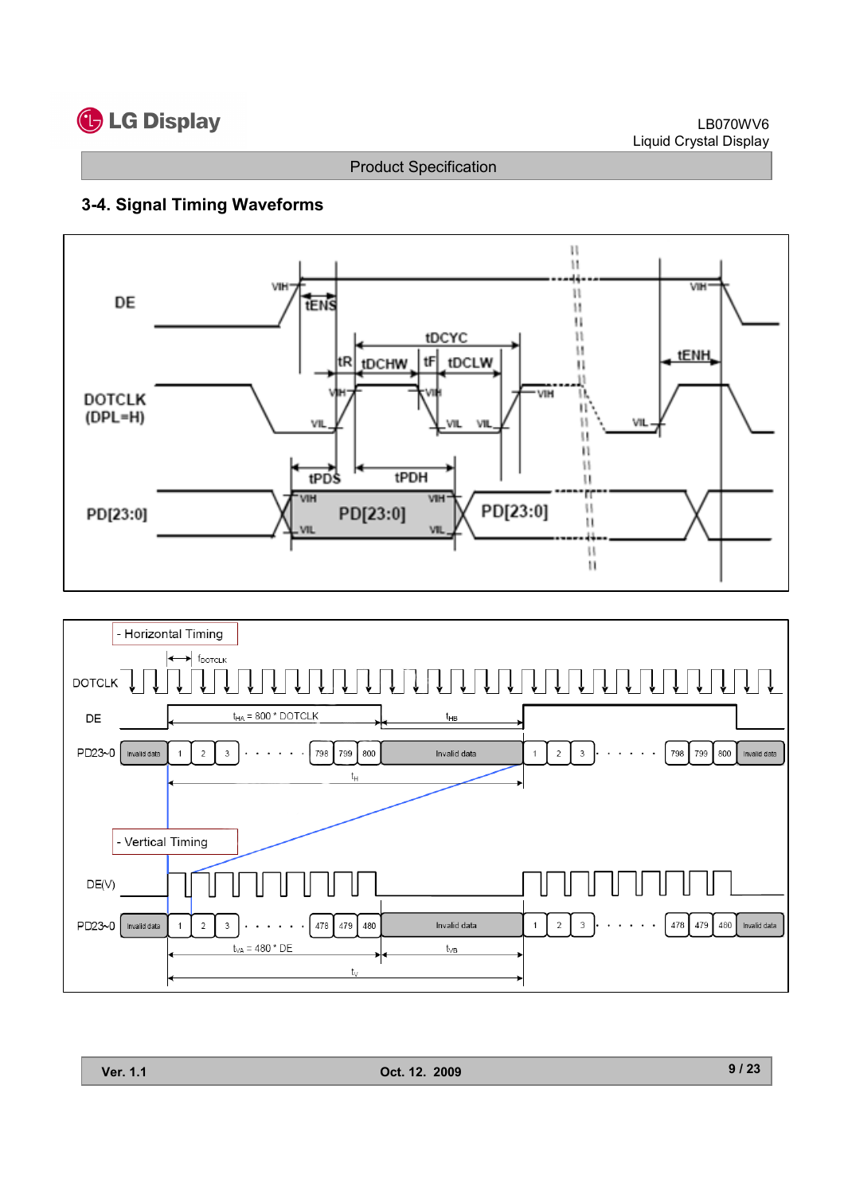## 3-4. Signal Timing Waveforms

DE

DOTCLK (DPL=H)

PD[23:0]

VIH

tENS

tDCYC

tR tDCHW tF tDCLW

tENH

VIH

VIL

tPDS tPDH

PD[23:0]

PD[23:0]

- Horizontal Timing

$f_{DOTCLK}$

DOTCLK

DE

$t_{HA}$ = 800 * DOTCLK

$t_{HB}$

PD23~0

Invalid data 1 2 3 · · · · · · 798 799 800 Invalid data 1 2 3 · · · · · · 798 799 800 Invalid data

$t_H$

- Vertical Timing

DE(V)

PD23~0

Invalid data 1 2 3 · · · · · · 478 479 480 Invalid data 1 2 3 · · · · · · 478 479 480 Invalid data

$t_{VA}$ = 480 * DE

$t_{VB}$

$t_V$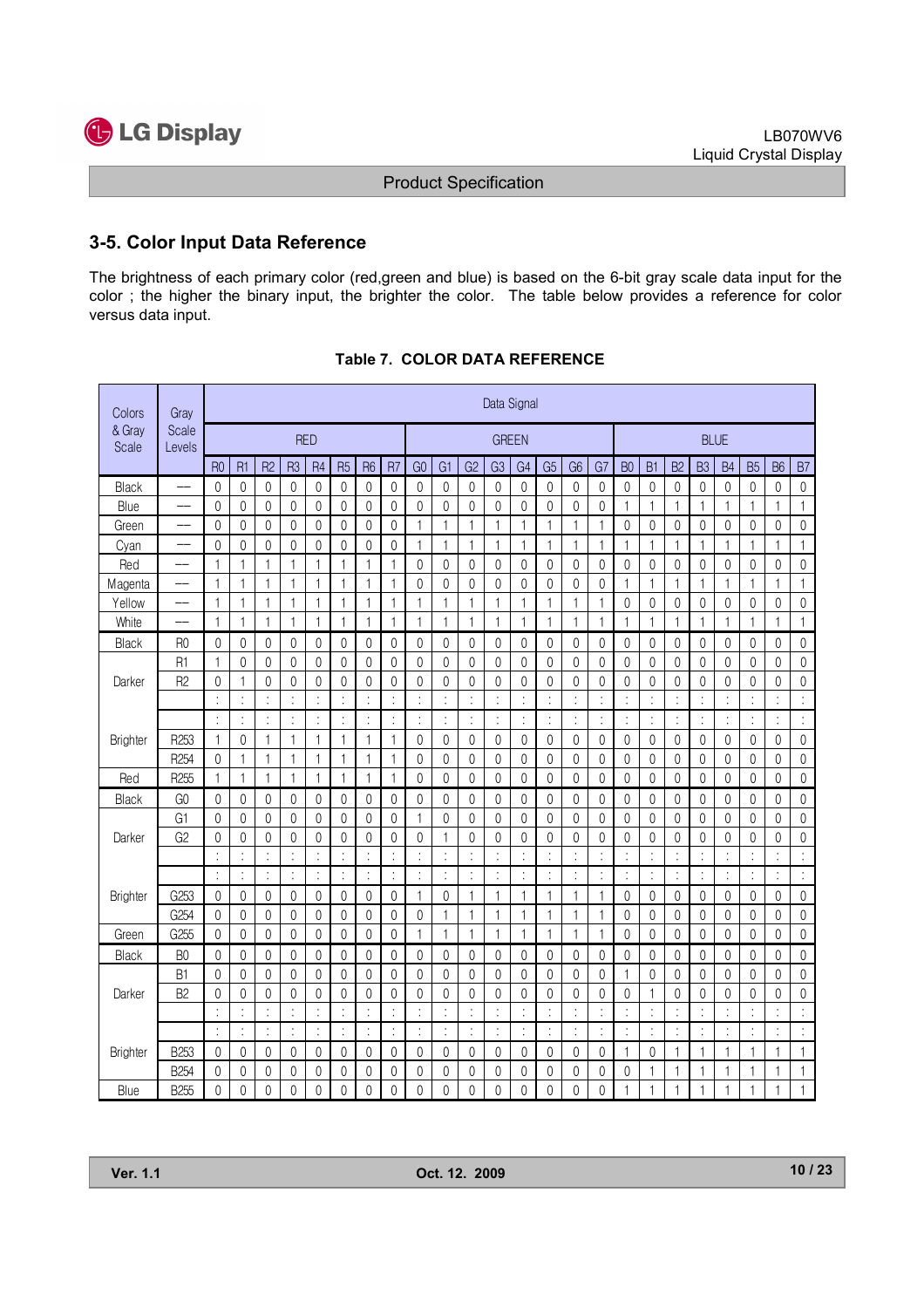## 3-5. Color Input Data Reference

The brightness of each primary color (red,green and blue) is based on the 6-bit gray scale data input for the color ; the higher the binary input, the brighter the color. The table below provides a reference for color versus data input.

**Table 7. COLOR DATA REFERENCE**

| Colors & Gray Scale | Gray Scale Levels | Data Signal | | | | | | | | | | | | | | | | | | | | | | | |
|---|---|---|---|---|---|---|---|---|---|---|---|---|---|---|---|---|---|---|---|---|---|---|---|---|---|
| | | RED | | | | | | | | GREEN | | | | | | | | BLUE | | | | | | | |
| | | R0 | R1 | R2 | R3 | R4 | R5 | R6 | R7 | G0 | G1 | G2 | G3 | G4 | G5 | G6 | G7 | B0 | B1 | B2 | B3 | B4 | B5 | B6 | B7 |
| Black | — | 0 | 0 | 0 | 0 | 0 | 0 | 0 | 0 | 0 | 0 | 0 | 0 | 0 | 0 | 0 | 0 | 0 | 0 | 0 | 0 | 0 | 0 | 0 | 0 |
| Blue | — | 0 | 0 | 0 | 0 | 0 | 0 | 0 | 0 | 0 | 0 | 0 | 0 | 0 | 0 | 0 | 0 | 1 | 1 | 1 | 1 | 1 | 1 | 1 | 1 |
| Green | — | 0 | 0 | 0 | 0 | 0 | 0 | 0 | 0 | 1 | 1 | 1 | 1 | 1 | 1 | 1 | 1 | 0 | 0 | 0 | 0 | 0 | 0 | 0 | 0 |
| Cyan | — | 0 | 0 | 0 | 0 | 0 | 0 | 0 | 0 | 1 | 1 | 1 | 1 | 1 | 1 | 1 | 1 | 1 | 1 | 1 | 1 | 1 | 1 | 1 | 1 |
| Red | — | 1 | 1 | 1 | 1 | 1 | 1 | 1 | 1 | 0 | 0 | 0 | 0 | 0 | 0 | 0 | 0 | 0 | 0 | 0 | 0 | 0 | 0 | 0 | 0 |
| Magenta | — | 1 | 1 | 1 | 1 | 1 | 1 | 1 | 1 | 0 | 0 | 0 | 0 | 0 | 0 | 0 | 0 | 1 | 1 | 1 | 1 | 1 | 1 | 1 | 1 |
| Yellow | — | 1 | 1 | 1 | 1 | 1 | 1 | 1 | 1 | 1 | 1 | 1 | 1 | 1 | 1 | 1 | 1 | 0 | 0 | 0 | 0 | 0 | 0 | 0 | 0 |
| White | — | 1 | 1 | 1 | 1 | 1 | 1 | 1 | 1 | 1 | 1 | 1 | 1 | 1 | 1 | 1 | 1 | 1 | 1 | 1 | 1 | 1 | 1 | 1 | 1 |
| Black | R0 | 0 | 0 | 0 | 0 | 0 | 0 | 0 | 0 | 0 | 0 | 0 | 0 | 0 | 0 | 0 | 0 | 0 | 0 | 0 | 0 | 0 | 0 | 0 | 0 |
| Darker | R1 | 1 | 0 | 0 | 0 | 0 | 0 | 0 | 0 | 0 | 0 | 0 | 0 | 0 | 0 | 0 | 0 | 0 | 0 | 0 | 0 | 0 | 0 | 0 | 0 |
| | R2 | 0 | 1 | 0 | 0 | 0 | 0 | 0 | 0 | 0 | 0 | 0 | 0 | 0 | 0 | 0 | 0 | 0 | 0 | 0 | 0 | 0 | 0 | 0 | 0 |
| | | : | : | : | : | : | : | : | : | : | : | : | : | : | : | : | : | : | : | : | : | : | : | : | : |
| | | : | : | : | : | : | : | : | : | : | : | : | : | : | : | : | : | : | : | : | : | : | : | : | : |
| Brighter | R253 | 1 | 0 | 1 | 1 | 1 | 1 | 1 | 1 | 0 | 0 | 0 | 0 | 0 | 0 | 0 | 0 | 0 | 0 | 0 | 0 | 0 | 0 | 0 | 0 |
| | R254 | 0 | 1 | 1 | 1 | 1 | 1 | 1 | 1 | 0 | 0 | 0 | 0 | 0 | 0 | 0 | 0 | 0 | 0 | 0 | 0 | 0 | 0 | 0 | 0 |
| Red | R255 | 1 | 1 | 1 | 1 | 1 | 1 | 1 | 1 | 0 | 0 | 0 | 0 | 0 | 0 | 0 | 0 | 0 | 0 | 0 | 0 | 0 | 0 | 0 | 0 |
| Black | G0 | 0 | 0 | 0 | 0 | 0 | 0 | 0 | 0 | 0 | 0 | 0 | 0 | 0 | 0 | 0 | 0 | 0 | 0 | 0 | 0 | 0 | 0 | 0 | 0 |
| Darker | G1 | 0 | 0 | 0 | 0 | 0 | 0 | 0 | 0 | 1 | 0 | 0 | 0 | 0 | 0 | 0 | 0 | 0 | 0 | 0 | 0 | 0 | 0 | 0 | 0 |
| | G2 | 0 | 0 | 0 | 0 | 0 | 0 | 0 | 0 | 0 | 1 | 0 | 0 | 0 | 0 | 0 | 0 | 0 | 0 | 0 | 0 | 0 | 0 | 0 | 0 |
| | | : | : | : | : | : | : | : | : | : | : | : | : | : | : | : | : | : | : | : | : | : | : | : | : |
| | | : | : | : | : | : | : | : | : | : | : | : | : | : | : | : | : | : | : | : | : | : | : | : | : |
| Brighter | G253 | 0 | 0 | 0 | 0 | 0 | 0 | 0 | 0 | 1 | 0 | 1 | 1 | 1 | 1 | 1 | 1 | 0 | 0 | 0 | 0 | 0 | 0 | 0 | 0 |
| | G254 | 0 | 0 | 0 | 0 | 0 | 0 | 0 | 0 | 0 | 1 | 1 | 1 | 1 | 1 | 1 | 1 | 0 | 0 | 0 | 0 | 0 | 0 | 0 | 0 |
| Green | G255 | 0 | 0 | 0 | 0 | 0 | 0 | 0 | 0 | 1 | 1 | 1 | 1 | 1 | 1 | 1 | 1 | 0 | 0 | 0 | 0 | 0 | 0 | 0 | 0 |
| Black | B0 | 0 | 0 | 0 | 0 | 0 | 0 | 0 | 0 | 0 | 0 | 0 | 0 | 0 | 0 | 0 | 0 | 0 | 0 | 0 | 0 | 0 | 0 | 0 | 0 |
| Darker | B1 | 0 | 0 | 0 | 0 | 0 | 0 | 0 | 0 | 0 | 0 | 0 | 0 | 0 | 0 | 0 | 0 | 1 | 0 | 0 | 0 | 0 | 0 | 0 | 0 |
| | B2 | 0 | 0 | 0 | 0 | 0 | 0 | 0 | 0 | 0 | 0 | 0 | 0 | 0 | 0 | 0 | 0 | 0 | 1 | 0 | 0 | 0 | 0 | 0 | 0 |
| | | : | : | : | : | : | : | : | : | : | : | : | : | : | : | : | : | : | : | : | : | : | : | : | : |
| | | : | : | : | : | : | : | : | : | : | : | : | : | : | : | : | : | : | : | : | : | : | : | : | : |
| Brighter | B253 | 0 | 0 | 0 | 0 | 0 | 0 | 0 | 0 | 0 | 0 | 0 | 0 | 0 | 0 | 0 | 0 | 1 | 0 | 1 | 1 | 1 | 1 | 1 | 1 |
| | B254 | 0 | 0 | 0 | 0 | 0 | 0 | 0 | 0 | 0 | 0 | 0 | 0 | 0 | 0 | 0 | 0 | 0 | 1 | 1 | 1 | 1 | 1 | 1 | 1 |
| Blue | B255 | 0 | 0 | 0 | 0 | 0 | 0 | 0 | 0 | 0 | 0 | 0 | 0 | 0 | 0 | 0 | 0 | 1 | 1 | 1 | 1 | 1 | 1 | 1 | 1 |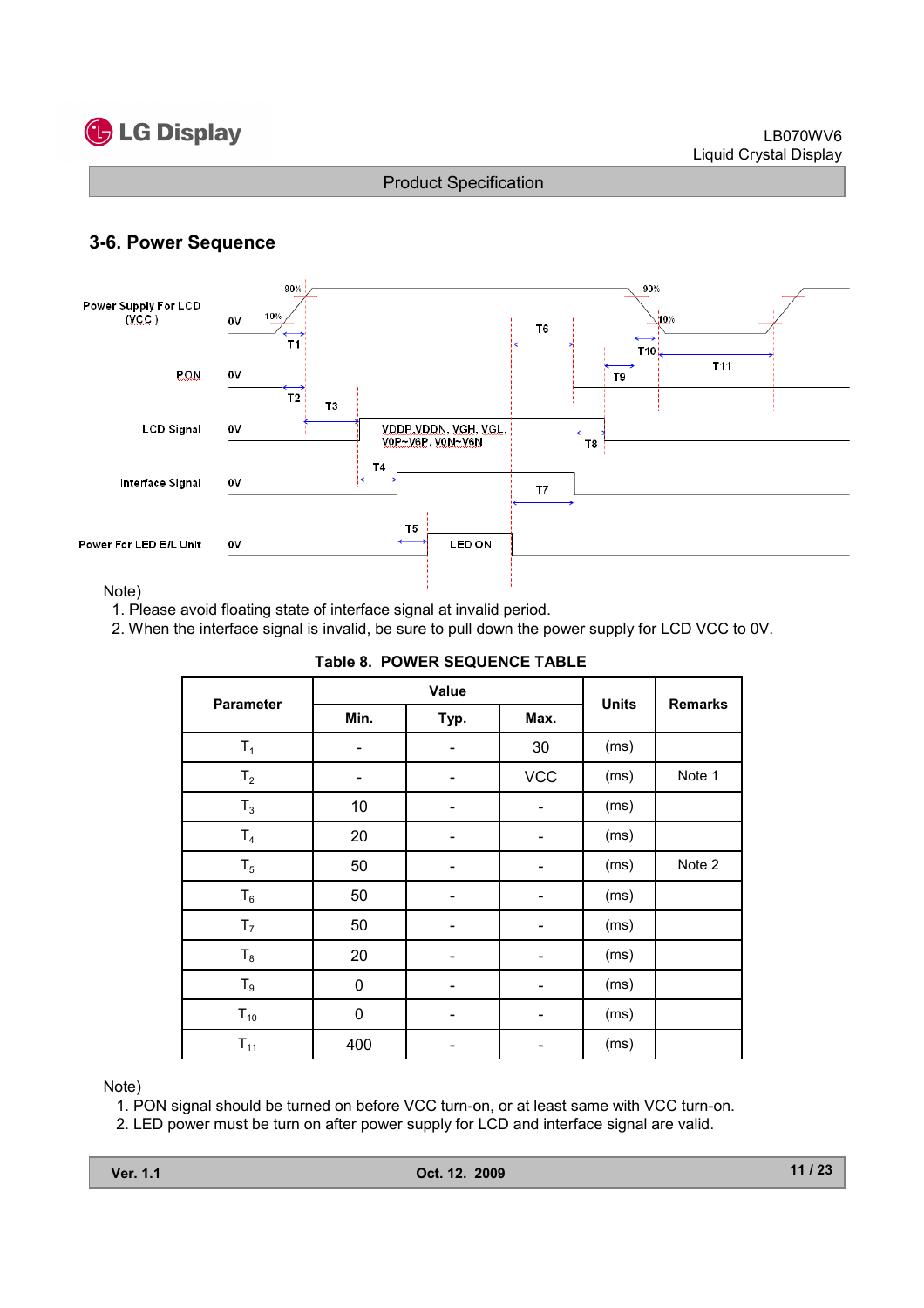## 3-6. Power Sequence

Power Supply For LCD (VCC)
0V
90%
10%
T1
PON
0V
T2
T3
LCD Signal
0V
VDDP,VDDN, VGH, VGL, V0P~V6P, V0N~V6N
T4
Interface Signal
0V
T5
Power For LED B/L Unit
0V
LED ON
T6
T7
T8
T9
T10
T11
90%
10%

Note)
1. Please avoid floating state of interface signal at invalid period.
2. When the interface signal is invalid, be sure to pull down the power supply for LCD VCC to 0V.

Table 8. POWER SEQUENCE TABLE

| Parameter | Value | | | Units | Remarks |
|---|---|---|---|---|---|
| | Min. | Typ. | Max. | | |
| $T_1$ | - | - | 30 | (ms) | |
| $T_2$ | - | - | VCC | (ms) | Note 1 |
| $T_3$ | 10 | - | - | (ms) | |
| $T_4$ | 20 | - | - | (ms) | |
| $T_5$ | 50 | - | - | (ms) | Note 2 |
| $T_6$ | 50 | - | - | (ms) | |
| $T_7$ | 50 | - | - | (ms) | |
| $T_8$ | 20 | - | - | (ms) | |
| $T_9$ | 0 | - | - | (ms) | |
| $T_{10}$ | 0 | - | - | (ms) | |
| $T_{11}$ | 400 | - | - | (ms) | |

Note)
1. PON signal should be turned on before VCC turn-on, or at least same with VCC turn-on.
2. LED power must be turn on after power supply for LCD and interface signal are valid.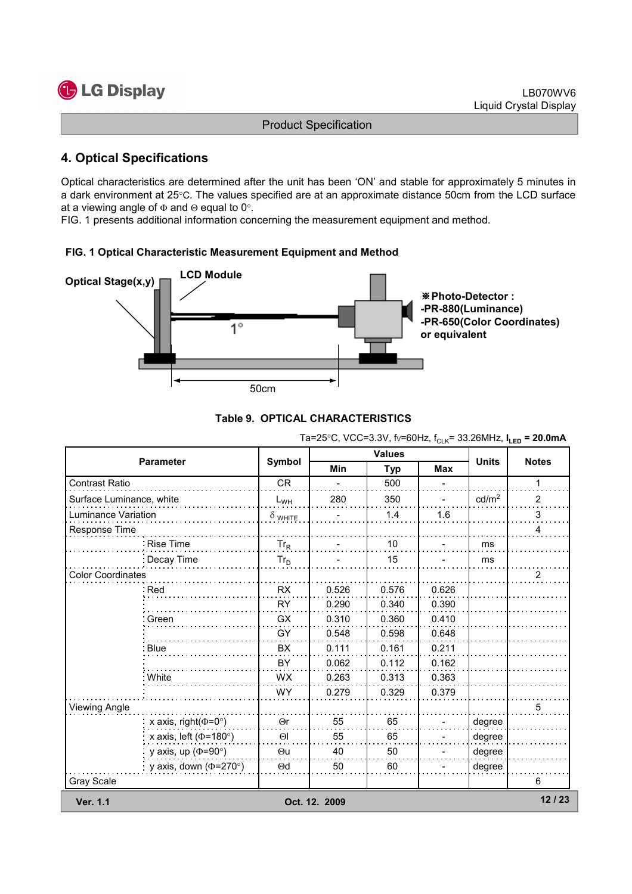## 4. Optical Specifications

Optical characteristics are determined after the unit has been 'ON' and stable for approximately 5 minutes in a dark environment at 25°C. The values specified are at an approximate distance 50cm from the LCD surface at a viewing angle of Φ and Θ equal to 0°.
FIG. 1 presents additional information concerning the measurement equipment and method.

**FIG. 1 Optical Characteristic Measurement Equipment and Method**

**Optical Stage(x,y)** **LCD Module**

1°

50cm

**※Photo-Detector :**
**-PR-880(Luminance)**
**-PR-650(Color Coordinates)**
**or equivalent**

**Table 9. OPTICAL CHARACTERISTICS**

Ta=25°C, VCC=3.3V, fv=60Hz, $f_{CLK}$= 33.26MHz, $\mathbf{I_{LED}}$ **= 20.0mA**

| Parameter | | Symbol | Values | | | Units | Notes |
|---|---|---|---|---|---|---|---|
| | | | Min | Typ | Max | | |
| Contrast Ratio | | CR | - | 500 | - | | 1 |
| Surface Luminance, white | | $L_{WH}$ | 280 | 350 | - | cd/m² | 2 |
| Luminance Variation | | $\delta_{WHITE}$ | - | 1.4 | 1.6 | | 3 |
| Response Time | | | | | | | 4 |
| | Rise Time | $Tr_R$ | - | 10 | - | ms | |
| | Decay Time | $Tr_D$ | - | 15 | - | ms | |
| Color Coordinates | | | | | | | 2 |
| | Red | RX | 0.526 | 0.576 | 0.626 | | |
| | | RY | 0.290 | 0.340 | 0.390 | | |
| | Green | GX | 0.310 | 0.360 | 0.410 | | |
| | | GY | 0.548 | 0.598 | 0.648 | | |
| | Blue | BX | 0.111 | 0.161 | 0.211 | | |
| | | BY | 0.062 | 0.112 | 0.162 | | |
| | White | WX | 0.263 | 0.313 | 0.363 | | |
| | | WY | 0.279 | 0.329 | 0.379 | | |
| Viewing Angle | | | | | | | 5 |
| | x axis, right(Φ=0°) | Θr | 55 | 65 | - | degree | |
| | x axis, left (Φ=180°) | Θl | 55 | 65 | - | degree | |
| | y axis, up (Φ=90°) | Θu | 40 | 50 | - | degree | |
| | y axis, down (Φ=270°) | Θd | 50 | 60 | - | degree | |
| Gray Scale | | | | | | | 6 |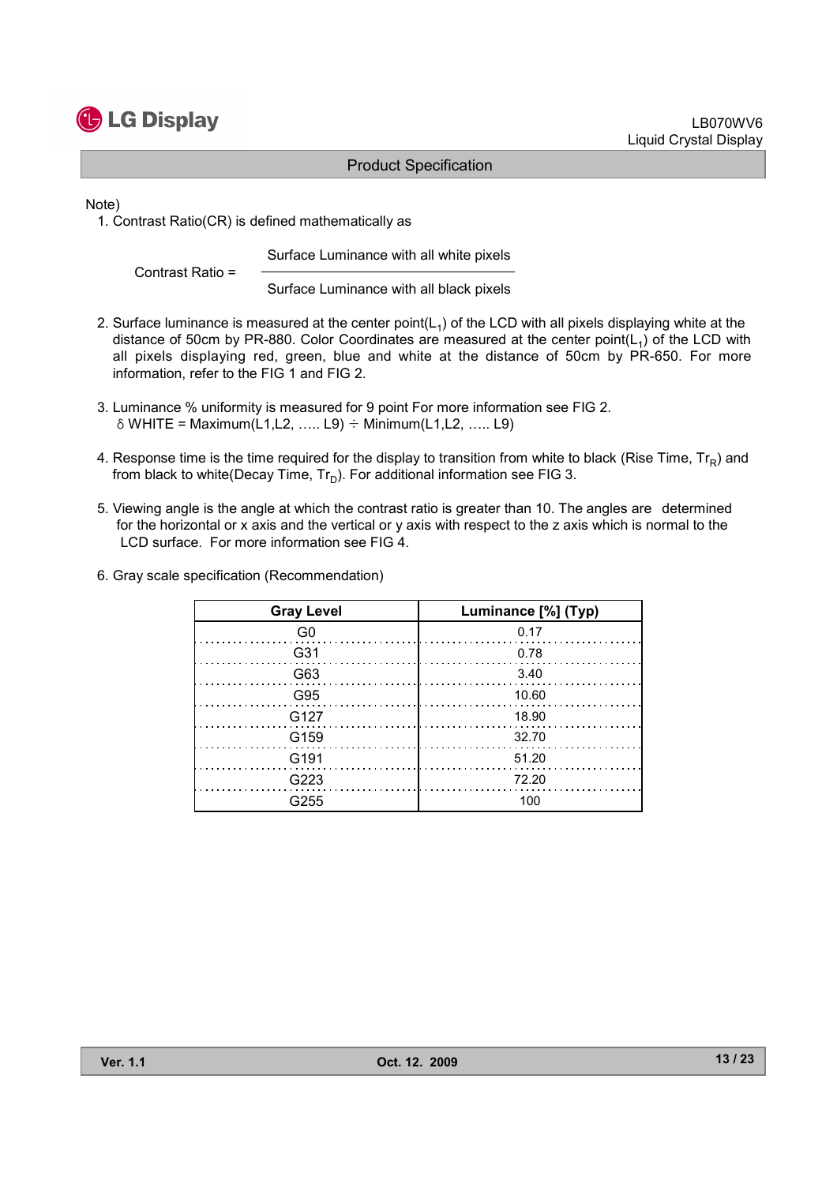Note)

1. Contrast Ratio(CR) is defined mathematically as

$$\text{Contrast Ratio} = \frac{\text{Surface Luminance with all white pixels}}{\text{Surface Luminance with all black pixels}}$$

2. Surface luminance is measured at the center point($L_1$) of the LCD with all pixels displaying white at the distance of 50cm by PR-880. Color Coordinates are measured at the center point($L_1$) of the LCD with all pixels displaying red, green, blue and white at the distance of 50cm by PR-650. For more information, refer to the FIG 1 and FIG 2.

3. Luminance % uniformity is measured for 9 point For more information see FIG 2.
   $\delta$ WHITE = Maximum(L1,L2, ….. L9) ÷ Minimum(L1,L2, ….. L9)

4. Response time is the time required for the display to transition from white to black (Rise Time, $Tr_R$) and from black to white(Decay Time, $Tr_D$). For additional information see FIG 3.

5. Viewing angle is the angle at which the contrast ratio is greater than 10. The angles are determined for the horizontal or x axis and the vertical or y axis with respect to the z axis which is normal to the LCD surface. For more information see FIG 4.

6. Gray scale specification (Recommendation)

| Gray Level | Luminance [%] (Typ) |
|---|---|
| G0 | 0.17 |
| G31 | 0.78 |
| G63 | 3.40 |
| G95 | 10.60 |
| G127 | 18.90 |
| G159 | 32.70 |
| G191 | 51.20 |
| G223 | 72.20 |
| G255 | 100 |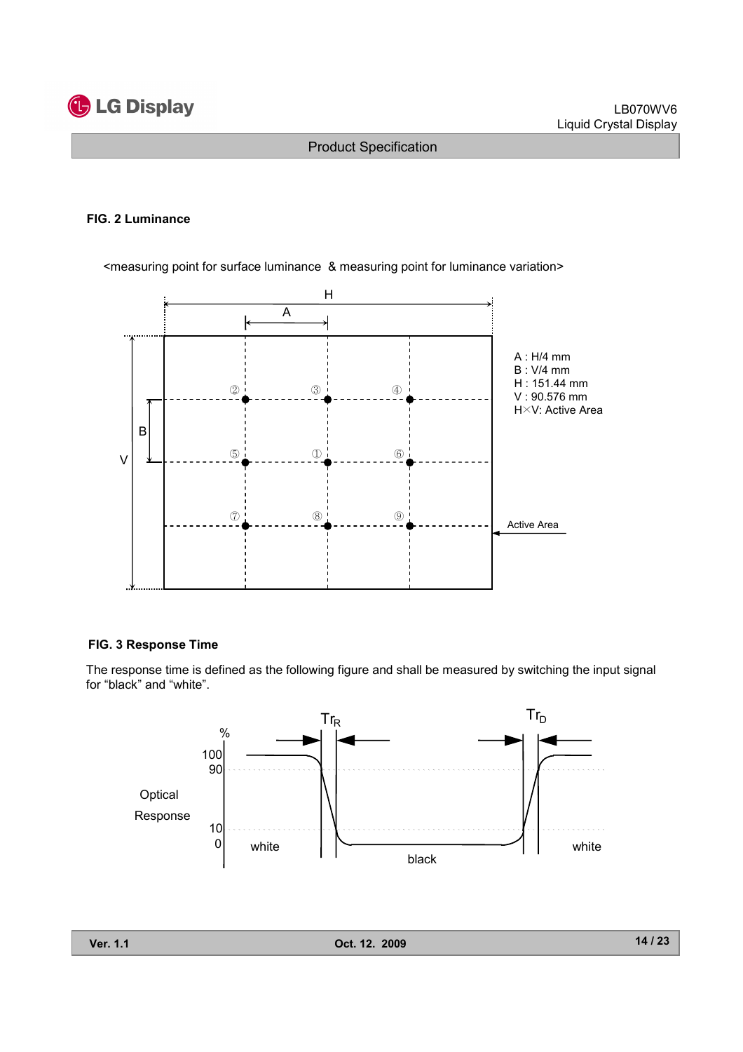### FIG. 2 Luminance

<measuring point for surface luminance & measuring point for luminance variation>

H

A

B

V

② ③ ④

⑤ ① ⑥

⑦ ⑧ ⑨

A : H/4 mm
B : V/4 mm
H : 151.44 mm
V : 90.576 mm
H×V: Active Area

Active Area

### FIG. 3 Response Time

The response time is defined as the following figure and shall be measured by switching the input signal for "black" and "white".

$Tr_R$

$Tr_D$

%

100

90

10

0

Optical Response

white

black

white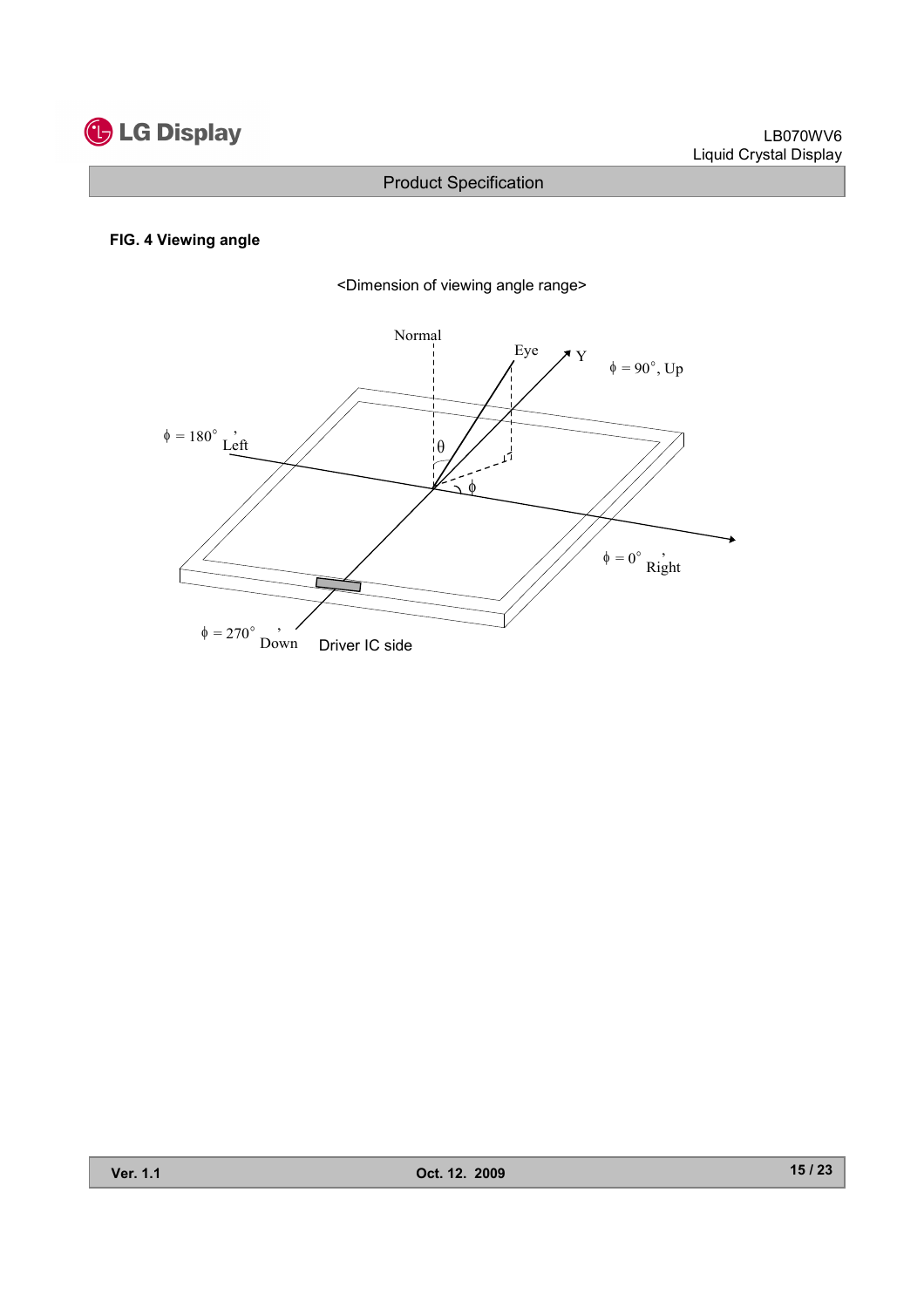**FIG. 4 Viewing angle**

<Dimension of viewing angle range>

Normal

Eye

Y

$\phi$ = 90°, Up

$\phi$ = 180°, Left

$\theta$

$\phi$

$\phi$ = 0°, Right

$\phi$ = 270°, Down

Driver IC side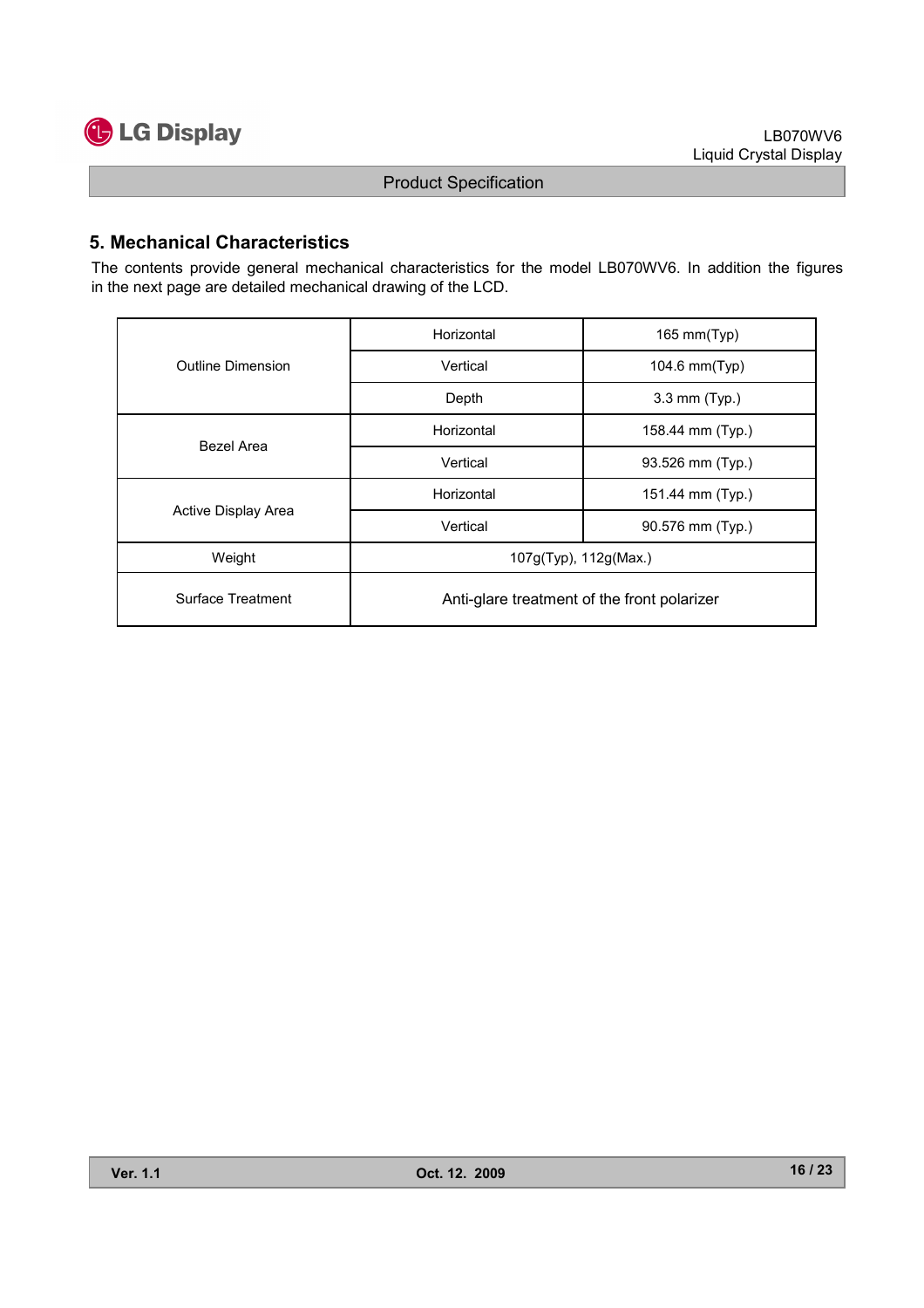## 5. Mechanical Characteristics

The contents provide general mechanical characteristics for the model LB070WV6. In addition the figures in the next page are detailed mechanical drawing of the LCD.

| | | |
|---|---|---|
| Outline Dimension | Horizontal | 165 mm(Typ) |
| | Vertical | 104.6 mm(Typ) |
| | Depth | 3.3 mm (Typ.) |
| Bezel Area | Horizontal | 158.44 mm (Typ.) |
| | Vertical | 93.526 mm (Typ.) |
| Active Display Area | Horizontal | 151.44 mm (Typ.) |
| | Vertical | 90.576 mm (Typ.) |
| Weight | 107g(Typ), 112g(Max.) | |
| Surface Treatment | Anti-glare treatment of the front polarizer | |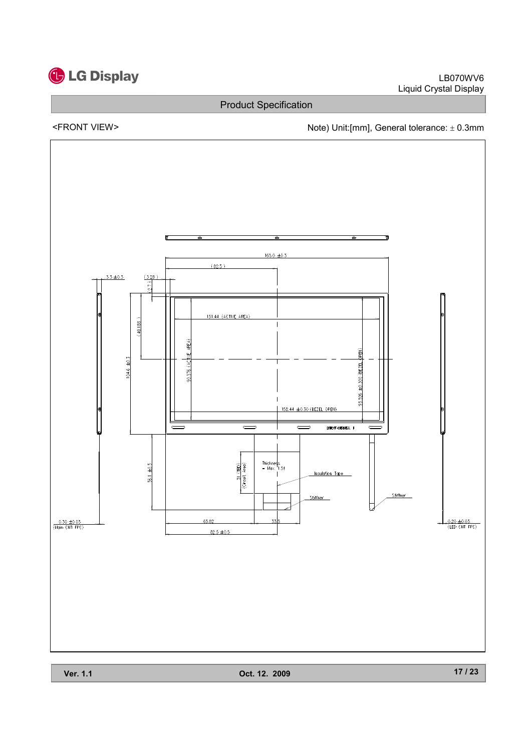<FRONT VIEW>

Note) Unit:[mm], General tolerance: ± 0.3mm

165.0 ±0.3

(82.5)

3.3 ±0.3

(3.28)

(49.188)

104.6 ±0.3

151.44 (ACTIVE AREA)

90.576 (ACTIVE AREA)

93.576 ±0.30 (BEZEL OPEN)

158.44 ±0.30 (BEZEL OPEN)

56.1 ±0.5

31 (TBD) (Circuit Area)

Thickness = Max. 1.54

Insulation Tape

Stiffner

Stiffner

0.30 ±0.03 (Main CNT FPC)

0.20 ±0.03 (LED CNT FPC)

65.82

33.5

82.5 ±0.5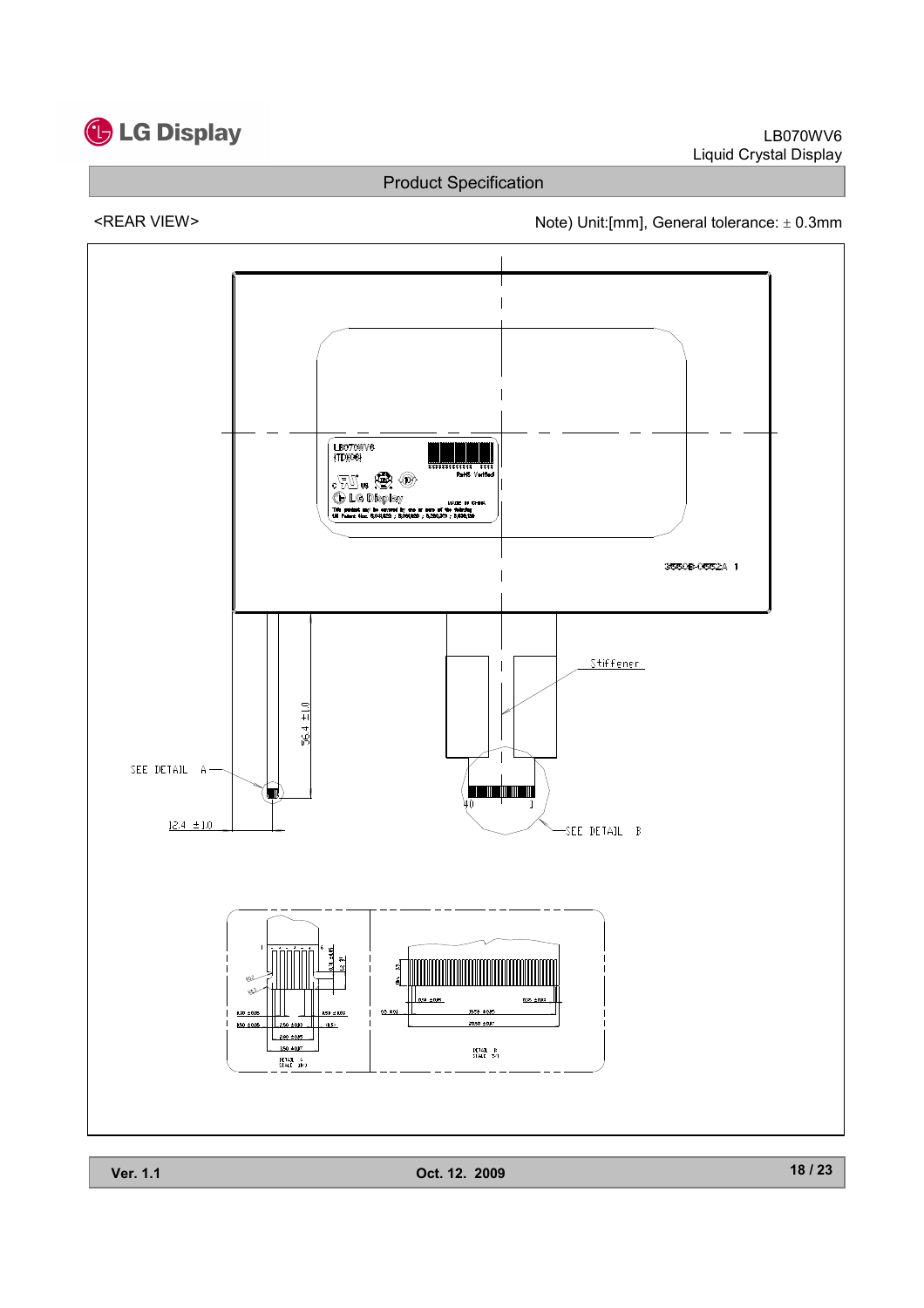<REAR VIEW>

Note) Unit:[mm], General tolerance: ± 0.3mm

Stiffener

SEE DETAIL A

SEE DETAIL B

56.4 ±1.0

12.4 ±1.0

40

1

DETAIL A
SCALE 10:1

DETAIL B
SCALE 5:1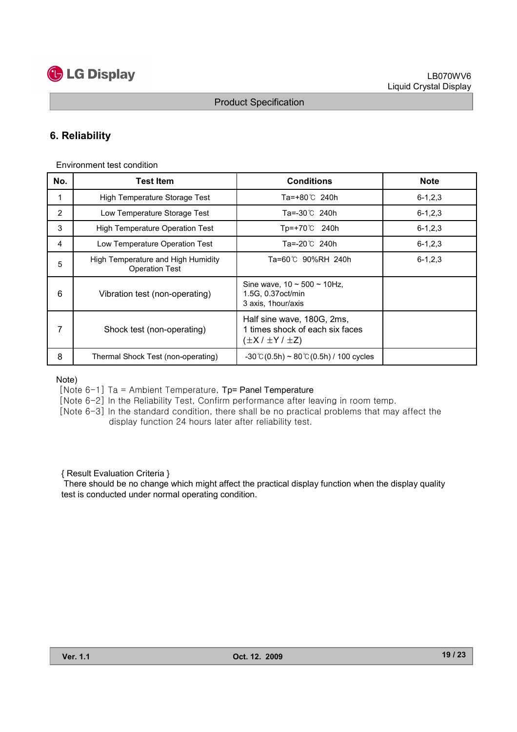## 6. Reliability

Environment test condition

| No. | Test Item | Conditions | Note |
|---|---|---|---|
| 1 | High Temperature Storage Test | Ta=+80℃ 240h | 6-1,2,3 |
| 2 | Low Temperature Storage Test | Ta=-30℃ 240h | 6-1,2,3 |
| 3 | High Temperature Operation Test | Tp=+70℃ 240h | 6-1,2,3 |
| 4 | Low Temperature Operation Test | Ta=-20℃ 240h | 6-1,2,3 |
| 5 | High Temperature and High Humidity Operation Test | Ta=60℃ 90%RH 240h | 6-1,2,3 |
| 6 | Vibration test (non-operating) | Sine wave, 10 ~ 500 ~ 10Hz, 1.5G, 0.37oct/min 3 axis, 1hour/axis | |
| 7 | Shock test (non-operating) | Half sine wave, 180G, 2ms, 1 times shock of each six faces (±X / ±Y / ±Z) | |
| 8 | Thermal Shock Test (non-operating) | -30℃(0.5h) ~ 80℃(0.5h) / 100 cycles | |

Note)

[Note 6-1] Ta = Ambient Temperature, Tp= Panel Temperature

[Note 6-2] In the Reliability Test, Confirm performance after leaving in room temp.

[Note 6-3] In the standard condition, there shall be no practical problems that may affect the display function 24 hours later after reliability test.

{ Result Evaluation Criteria }

There should be no change which might affect the practical display function when the display quality test is conducted under normal operating condition.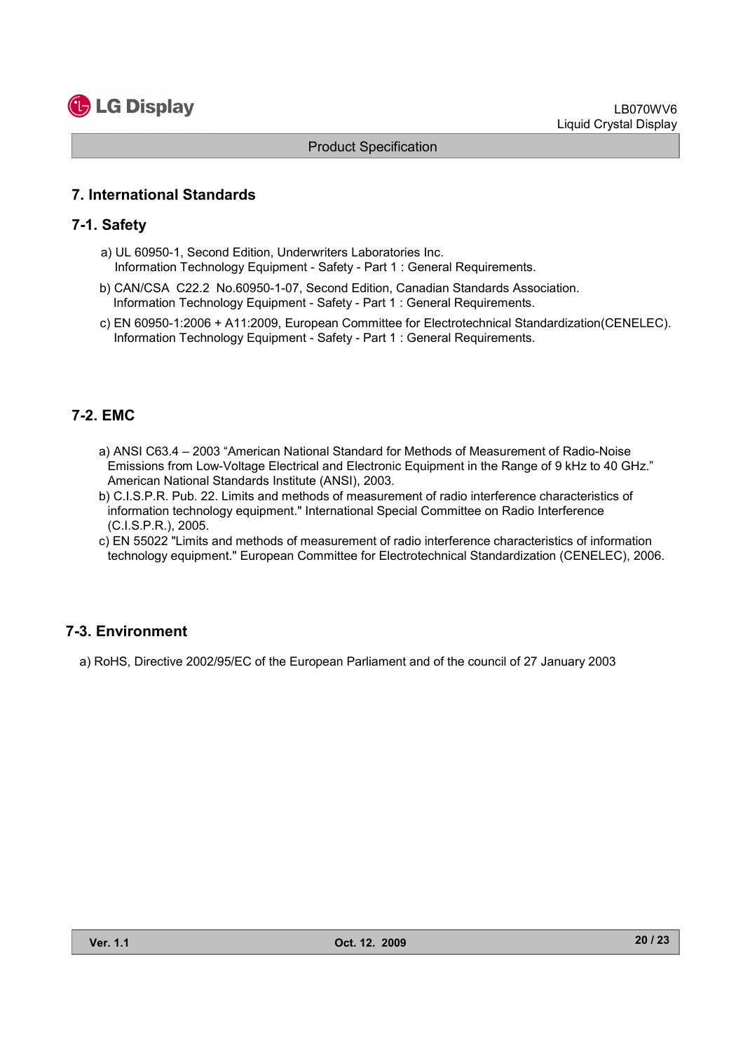## 7. International Standards

### 7-1. Safety

a) UL 60950-1, Second Edition, Underwriters Laboratories Inc.
Information Technology Equipment - Safety - Part 1 : General Requirements.

b) CAN/CSA C22.2 No.60950-1-07, Second Edition, Canadian Standards Association.
Information Technology Equipment - Safety - Part 1 : General Requirements.

c) EN 60950-1:2006 + A11:2009, European Committee for Electrotechnical Standardization(CENELEC).
Information Technology Equipment - Safety - Part 1 : General Requirements.

### 7-2. EMC

a) ANSI C63.4 – 2003 "American National Standard for Methods of Measurement of Radio-Noise Emissions from Low-Voltage Electrical and Electronic Equipment in the Range of 9 kHz to 40 GHz." American National Standards Institute (ANSI), 2003.

b) C.I.S.P.R. Pub. 22. Limits and methods of measurement of radio interference characteristics of information technology equipment." International Special Committee on Radio Interference (C.I.S.P.R.), 2005.

c) EN 55022 "Limits and methods of measurement of radio interference characteristics of information technology equipment." European Committee for Electrotechnical Standardization (CENELEC), 2006.

### 7-3. Environment

a) RoHS, Directive 2002/95/EC of the European Parliament and of the council of 27 January 2003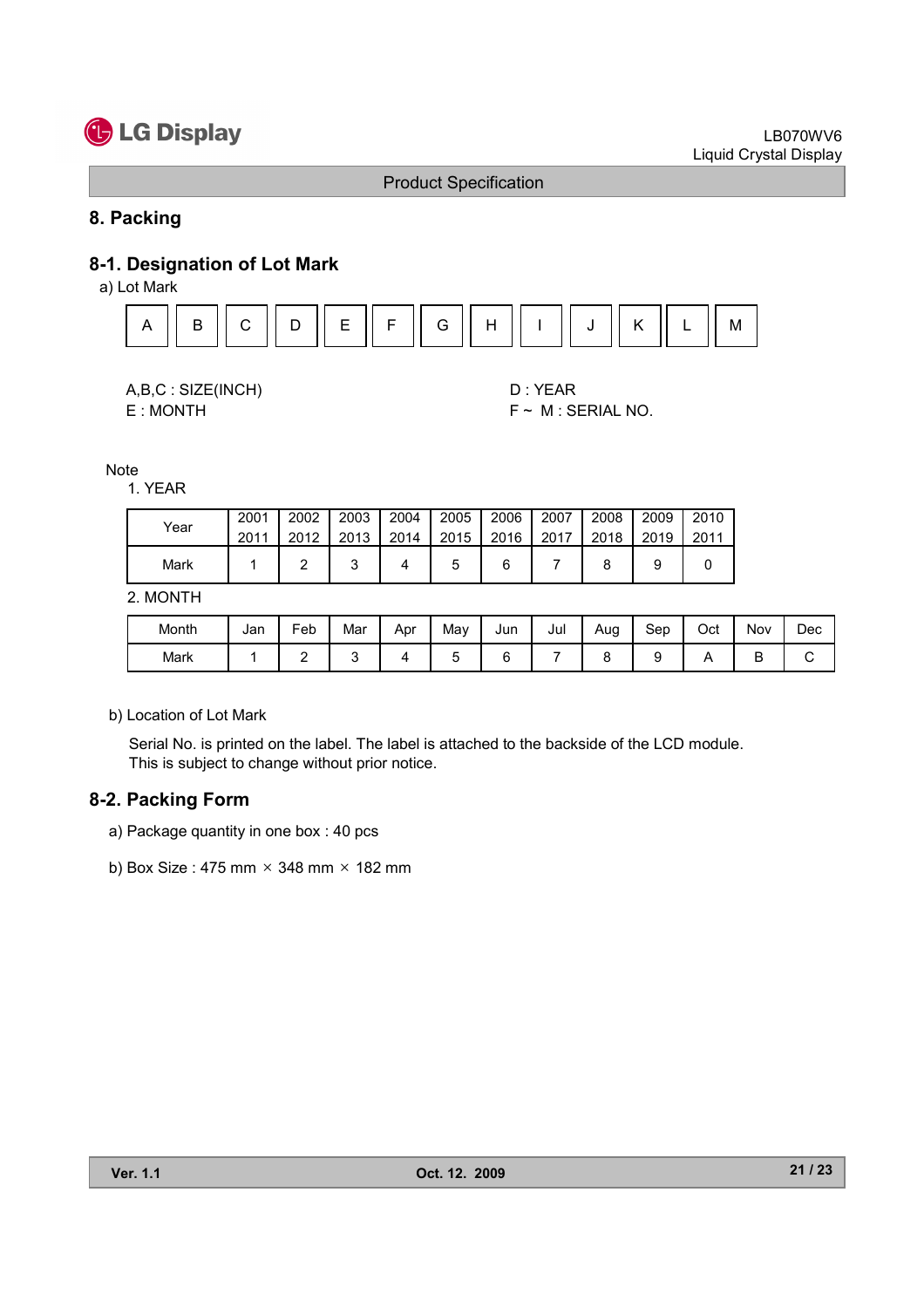## 8. Packing

### 8-1. Designation of Lot Mark

a) Lot Mark

| | | | | | | | | | | | | |
|---|---|---|---|---|---|---|---|---|---|---|---|---|
| A | B | C | D | E | F | G | H | I | J | K | L | M |

A,B,C : SIZE(INCH)
D : YEAR
E : MONTH
F ~ M : SERIAL NO.

Note

1. YEAR

| Year | 2001 2011 | 2002 2012 | 2003 2013 | 2004 2014 | 2005 2015 | 2006 2016 | 2007 2017 | 2008 2018 | 2009 2019 | 2010 2011 |
|---|---|---|---|---|---|---|---|---|---|---|
| Mark | 1 | 2 | 3 | 4 | 5 | 6 | 7 | 8 | 9 | 0 |

2. MONTH

| Month | Jan | Feb | Mar | Apr | May | Jun | Jul | Aug | Sep | Oct | Nov | Dec |
|---|---|---|---|---|---|---|---|---|---|---|---|---|
| Mark | 1 | 2 | 3 | 4 | 5 | 6 | 7 | 8 | 9 | A | B | C |

b) Location of Lot Mark

Serial No. is printed on the label. The label is attached to the backside of the LCD module.
This is subject to change without prior notice.

### 8-2. Packing Form

a) Package quantity in one box : 40 pcs

b) Box Size : 475 mm × 348 mm × 182 mm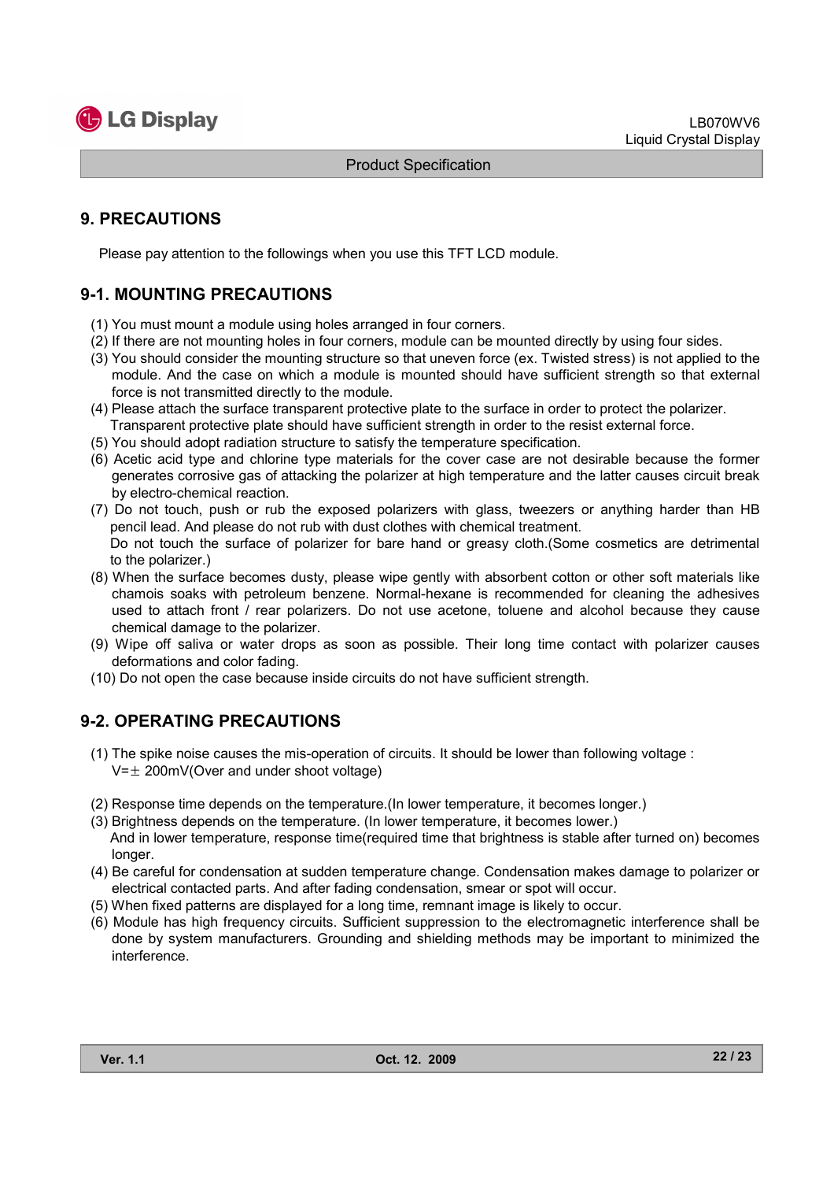## 9. PRECAUTIONS

Please pay attention to the followings when you use this TFT LCD module.

### 9-1. MOUNTING PRECAUTIONS

(1) You must mount a module using holes arranged in four corners.
(2) If there are not mounting holes in four corners, module can be mounted directly by using four sides.
(3) You should consider the mounting structure so that uneven force (ex. Twisted stress) is not applied to the module. And the case on which a module is mounted should have sufficient strength so that external force is not transmitted directly to the module.
(4) Please attach the surface transparent protective plate to the surface in order to protect the polarizer. Transparent protective plate should have sufficient strength in order to the resist external force.
(5) You should adopt radiation structure to satisfy the temperature specification.
(6) Acetic acid type and chlorine type materials for the cover case are not desirable because the former generates corrosive gas of attacking the polarizer at high temperature and the latter causes circuit break by electro-chemical reaction.
(7) Do not touch, push or rub the exposed polarizers with glass, tweezers or anything harder than HB pencil lead. And please do not rub with dust clothes with chemical treatment.
Do not touch the surface of polarizer for bare hand or greasy cloth.(Some cosmetics are detrimental to the polarizer.)
(8) When the surface becomes dusty, please wipe gently with absorbent cotton or other soft materials like chamois soaks with petroleum benzene. Normal-hexane is recommended for cleaning the adhesives used to attach front / rear polarizers. Do not use acetone, toluene and alcohol because they cause chemical damage to the polarizer.
(9) Wipe off saliva or water drops as soon as possible. Their long time contact with polarizer causes deformations and color fading.
(10) Do not open the case because inside circuits do not have sufficient strength.

### 9-2. OPERATING PRECAUTIONS

(1) The spike noise causes the mis-operation of circuits. It should be lower than following voltage :
V=± 200mV(Over and under shoot voltage)

(2) Response time depends on the temperature.(In lower temperature, it becomes longer.)
(3) Brightness depends on the temperature. (In lower temperature, it becomes lower.)
And in lower temperature, response time(required time that brightness is stable after turned on) becomes longer.
(4) Be careful for condensation at sudden temperature change. Condensation makes damage to polarizer or electrical contacted parts. And after fading condensation, smear or spot will occur.
(5) When fixed patterns are displayed for a long time, remnant image is likely to occur.
(6) Module has high frequency circuits. Sufficient suppression to the electromagnetic interference shall be done by system manufacturers. Grounding and shielding methods may be important to minimized the interference.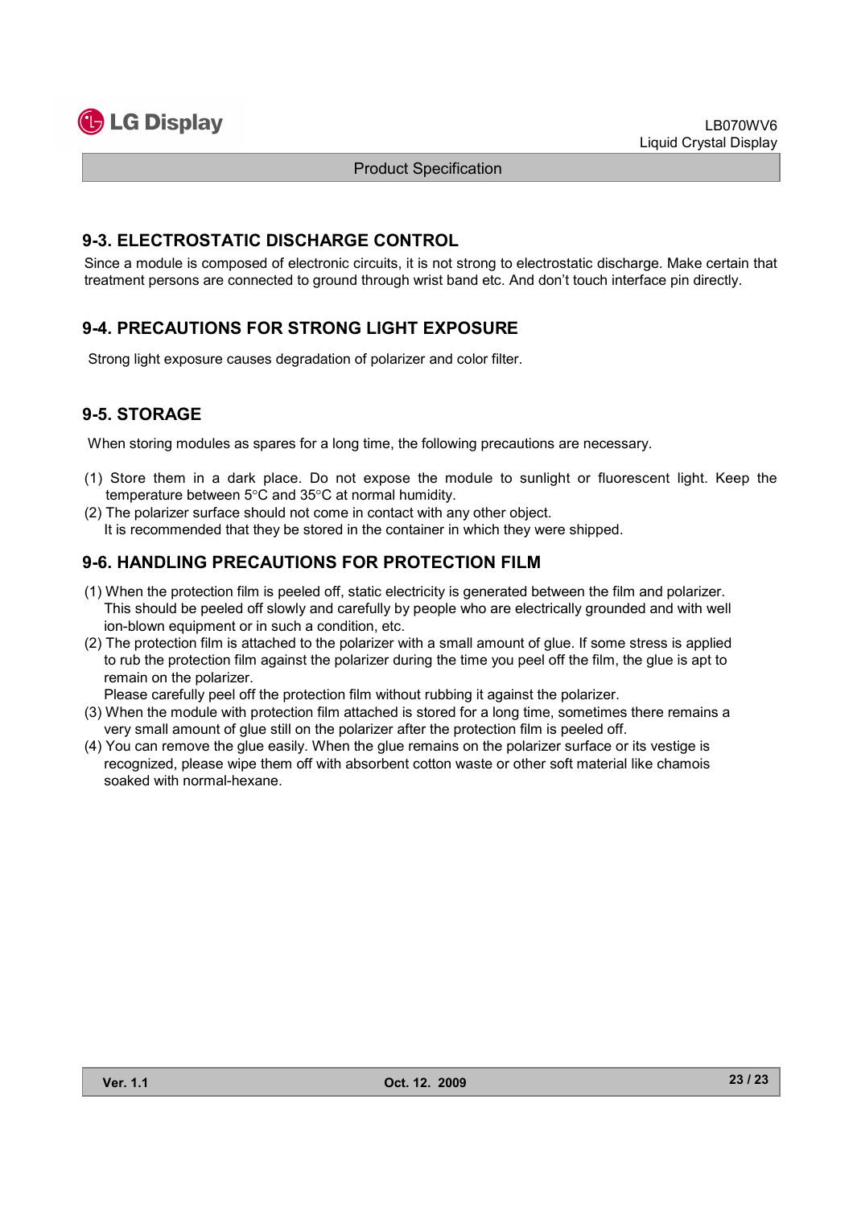## 9-3. ELECTROSTATIC DISCHARGE CONTROL

Since a module is composed of electronic circuits, it is not strong to electrostatic discharge. Make certain that treatment persons are connected to ground through wrist band etc. And don't touch interface pin directly.

## 9-4. PRECAUTIONS FOR STRONG LIGHT EXPOSURE

Strong light exposure causes degradation of polarizer and color filter.

## 9-5. STORAGE

When storing modules as spares for a long time, the following precautions are necessary.

(1) Store them in a dark place. Do not expose the module to sunlight or fluorescent light. Keep the temperature between 5°C and 35°C at normal humidity.
(2) The polarizer surface should not come in contact with any other object.
It is recommended that they be stored in the container in which they were shipped.

## 9-6. HANDLING PRECAUTIONS FOR PROTECTION FILM

(1) When the protection film is peeled off, static electricity is generated between the film and polarizer. This should be peeled off slowly and carefully by people who are electrically grounded and with well ion-blown equipment or in such a condition, etc.
(2) The protection film is attached to the polarizer with a small amount of glue. If some stress is applied to rub the protection film against the polarizer during the time you peel off the film, the glue is apt to remain on the polarizer.
Please carefully peel off the protection film without rubbing it against the polarizer.
(3) When the module with protection film attached is stored for a long time, sometimes there remains a very small amount of glue still on the polarizer after the protection film is peeled off.
(4) You can remove the glue easily. When the glue remains on the polarizer surface or its vestige is recognized, please wipe them off with absorbent cotton waste or other soft material like chamois soaked with normal-hexane.